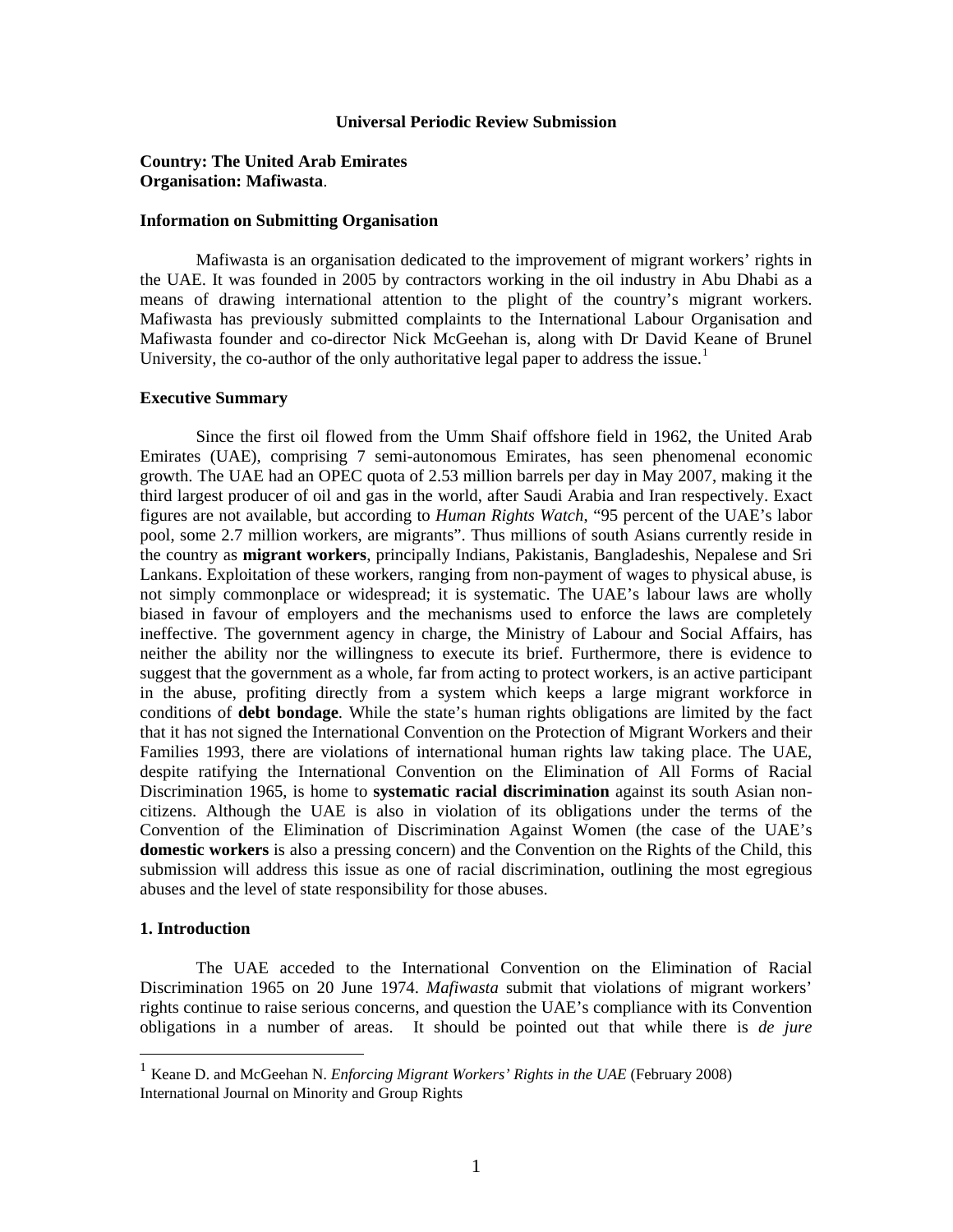# Universal Periodic Review Submission

**Country: The United Arab Emirates**
**Organisation: Mafiwasta**.

**Information on Submitting Organisation**

Mafiwasta is an organisation dedicated to the improvement of migrant workers' rights in the UAE. It was founded in 2005 by contractors working in the oil industry in Abu Dhabi as a means of drawing international attention to the plight of the country's migrant workers. Mafiwasta has previously submitted complaints to the International Labour Organisation and Mafiwasta founder and co-director Nick McGeehan is, along with Dr David Keane of Brunel University, the co-author of the only authoritative legal paper to address the issue.[1]

**Executive Summary**

Since the first oil flowed from the Umm Shaif offshore field in 1962, the United Arab Emirates (UAE), comprising 7 semi-autonomous Emirates, has seen phenomenal economic growth. The UAE had an OPEC quota of 2.53 million barrels per day in May 2007, making it the third largest producer of oil and gas in the world, after Saudi Arabia and Iran respectively. Exact figures are not available, but according to *Human Rights Watch*, "95 percent of the UAE's labor pool, some 2.7 million workers, are migrants". Thus millions of south Asians currently reside in the country as **migrant workers**, principally Indians, Pakistanis, Bangladeshis, Nepalese and Sri Lankans. Exploitation of these workers, ranging from non-payment of wages to physical abuse, is not simply commonplace or widespread; it is systematic. The UAE's labour laws are wholly biased in favour of employers and the mechanisms used to enforce the laws are completely ineffective. The government agency in charge, the Ministry of Labour and Social Affairs, has neither the ability nor the willingness to execute its brief. Furthermore, there is evidence to suggest that the government as a whole, far from acting to protect workers, is an active participant in the abuse, profiting directly from a system which keeps a large migrant workforce in conditions of **debt bondage**. While the state's human rights obligations are limited by the fact that it has not signed the International Convention on the Protection of Migrant Workers and their Families 1993, there are violations of international human rights law taking place. The UAE, despite ratifying the International Convention on the Elimination of All Forms of Racial Discrimination 1965, is home to **systematic racial discrimination** against its south Asian non-citizens. Although the UAE is also in violation of its obligations under the terms of the Convention of the Elimination of Discrimination Against Women (the case of the UAE's **domestic workers** is also a pressing concern) and the Convention on the Rights of the Child, this submission will address this issue as one of racial discrimination, outlining the most egregious abuses and the level of state responsibility for those abuses.

**1. Introduction**

The UAE acceded to the International Convention on the Elimination of Racial Discrimination 1965 on 20 June 1974. *Mafiwasta* submit that violations of migrant workers' rights continue to raise serious concerns, and question the UAE's compliance with its Convention obligations in a number of areas. It should be pointed out that while there is *de jure*

[1] Keane D. and McGeehan N. *Enforcing Migrant Workers' Rights in the UAE* (February 2008) International Journal on Minority and Group Rights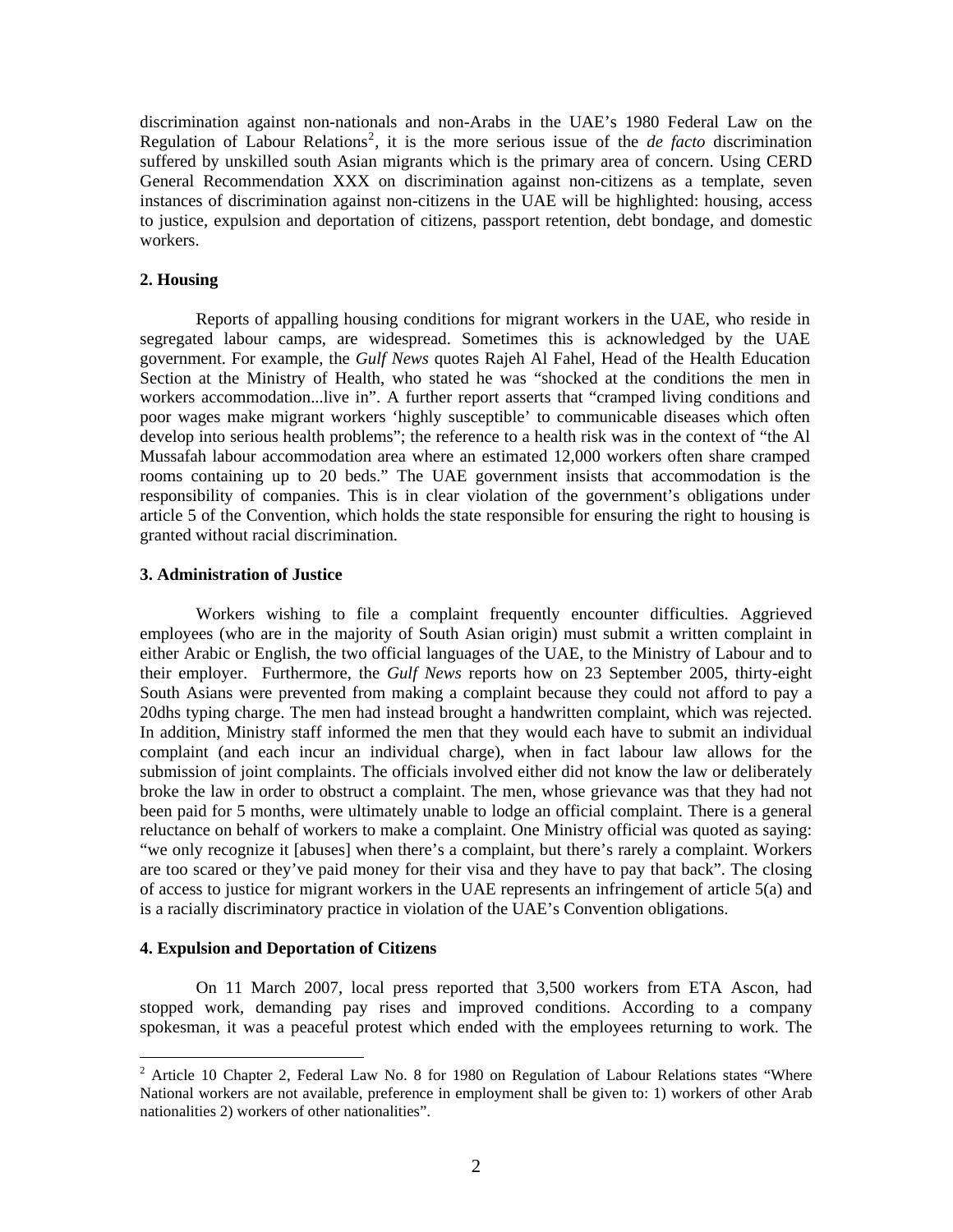discrimination against non-nationals and non-Arabs in the UAE's 1980 Federal Law on the Regulation of Labour Relations[2], it is the more serious issue of the *de facto* discrimination suffered by unskilled south Asian migrants which is the primary area of concern. Using CERD General Recommendation XXX on discrimination against non-citizens as a template, seven instances of discrimination against non-citizens in the UAE will be highlighted: housing, access to justice, expulsion and deportation of citizens, passport retention, debt bondage, and domestic workers.

### 2. Housing

Reports of appalling housing conditions for migrant workers in the UAE, who reside in segregated labour camps, are widespread. Sometimes this is acknowledged by the UAE government. For example, the *Gulf News* quotes Rajeh Al Fahel, Head of the Health Education Section at the Ministry of Health, who stated he was "shocked at the conditions the men in workers accommodation...live in". A further report asserts that "cramped living conditions and poor wages make migrant workers 'highly susceptible' to communicable diseases which often develop into serious health problems"; the reference to a health risk was in the context of "the Al Mussafah labour accommodation area where an estimated 12,000 workers often share cramped rooms containing up to 20 beds." The UAE government insists that accommodation is the responsibility of companies. This is in clear violation of the government's obligations under article 5 of the Convention, which holds the state responsible for ensuring the right to housing is granted without racial discrimination.

### 3. Administration of Justice

Workers wishing to file a complaint frequently encounter difficulties. Aggrieved employees (who are in the majority of South Asian origin) must submit a written complaint in either Arabic or English, the two official languages of the UAE, to the Ministry of Labour and to their employer. Furthermore, the *Gulf News* reports how on 23 September 2005, thirty-eight South Asians were prevented from making a complaint because they could not afford to pay a 20dhs typing charge. The men had instead brought a handwritten complaint, which was rejected. In addition, Ministry staff informed the men that they would each have to submit an individual complaint (and each incur an individual charge), when in fact labour law allows for the submission of joint complaints. The officials involved either did not know the law or deliberately broke the law in order to obstruct a complaint. The men, whose grievance was that they had not been paid for 5 months, were ultimately unable to lodge an official complaint. There is a general reluctance on behalf of workers to make a complaint. One Ministry official was quoted as saying: "we only recognize it [abuses] when there's a complaint, but there's rarely a complaint. Workers are too scared or they've paid money for their visa and they have to pay that back". The closing of access to justice for migrant workers in the UAE represents an infringement of article 5(a) and is a racially discriminatory practice in violation of the UAE's Convention obligations.

### 4. Expulsion and Deportation of Citizens

On 11 March 2007, local press reported that 3,500 workers from ETA Ascon, had stopped work, demanding pay rises and improved conditions. According to a company spokesman, it was a peaceful protest which ended with the employees returning to work. The

---

[2] Article 10 Chapter 2, Federal Law No. 8 for 1980 on Regulation of Labour Relations states "Where National workers are not available, preference in employment shall be given to: 1) workers of other Arab nationalities 2) workers of other nationalities".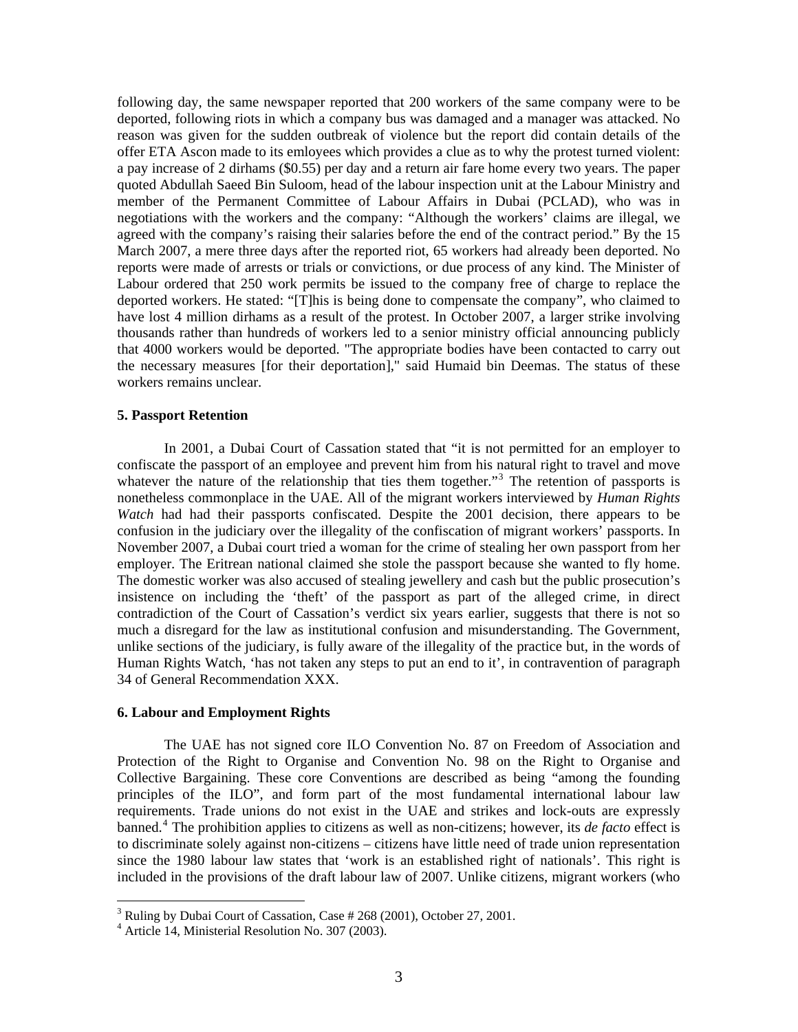following day, the same newspaper reported that 200 workers of the same company were to be deported, following riots in which a company bus was damaged and a manager was attacked. No reason was given for the sudden outbreak of violence but the report did contain details of the offer ETA Ascon made to its emloyees which provides a clue as to why the protest turned violent: a pay increase of 2 dirhams ($0.55) per day and a return air fare home every two years. The paper quoted Abdullah Saeed Bin Suloom, head of the labour inspection unit at the Labour Ministry and member of the Permanent Committee of Labour Affairs in Dubai (PCLAD), who was in negotiations with the workers and the company: "Although the workers' claims are illegal, we agreed with the company's raising their salaries before the end of the contract period." By the 15 March 2007, a mere three days after the reported riot, 65 workers had already been deported. No reports were made of arrests or trials or convictions, or due process of any kind. The Minister of Labour ordered that 250 work permits be issued to the company free of charge to replace the deported workers. He stated: "[T]his is being done to compensate the company", who claimed to have lost 4 million dirhams as a result of the protest. In October 2007, a larger strike involving thousands rather than hundreds of workers led to a senior ministry official announcing publicly that 4000 workers would be deported. "The appropriate bodies have been contacted to carry out the necessary measures [for their deportation]," said Humaid bin Deemas. The status of these workers remains unclear.

**5. Passport Retention**

In 2001, a Dubai Court of Cassation stated that "it is not permitted for an employer to confiscate the passport of an employee and prevent him from his natural right to travel and move whatever the nature of the relationship that ties them together."[3] The retention of passports is nonetheless commonplace in the UAE. All of the migrant workers interviewed by *Human Rights Watch* had had their passports confiscated. Despite the 2001 decision, there appears to be confusion in the judiciary over the illegality of the confiscation of migrant workers' passports. In November 2007, a Dubai court tried a woman for the crime of stealing her own passport from her employer. The Eritrean national claimed she stole the passport because she wanted to fly home. The domestic worker was also accused of stealing jewellery and cash but the public prosecution's insistence on including the 'theft' of the passport as part of the alleged crime, in direct contradiction of the Court of Cassation's verdict six years earlier, suggests that there is not so much a disregard for the law as institutional confusion and misunderstanding. The Government, unlike sections of the judiciary, is fully aware of the illegality of the practice but, in the words of Human Rights Watch, 'has not taken any steps to put an end to it', in contravention of paragraph 34 of General Recommendation XXX.

**6. Labour and Employment Rights**

The UAE has not signed core ILO Convention No. 87 on Freedom of Association and Protection of the Right to Organise and Convention No. 98 on the Right to Organise and Collective Bargaining. These core Conventions are described as being "among the founding principles of the ILO", and form part of the most fundamental international labour law requirements. Trade unions do not exist in the UAE and strikes and lock-outs are expressly banned.[4] The prohibition applies to citizens as well as non-citizens; however, its *de facto* effect is to discriminate solely against non-citizens – citizens have little need of trade union representation since the 1980 labour law states that 'work is an established right of nationals'. This right is included in the provisions of the draft labour law of 2007. Unlike citizens, migrant workers (who

[3] Ruling by Dubai Court of Cassation, Case # 268 (2001), October 27, 2001.

[4] Article 14, Ministerial Resolution No. 307 (2003).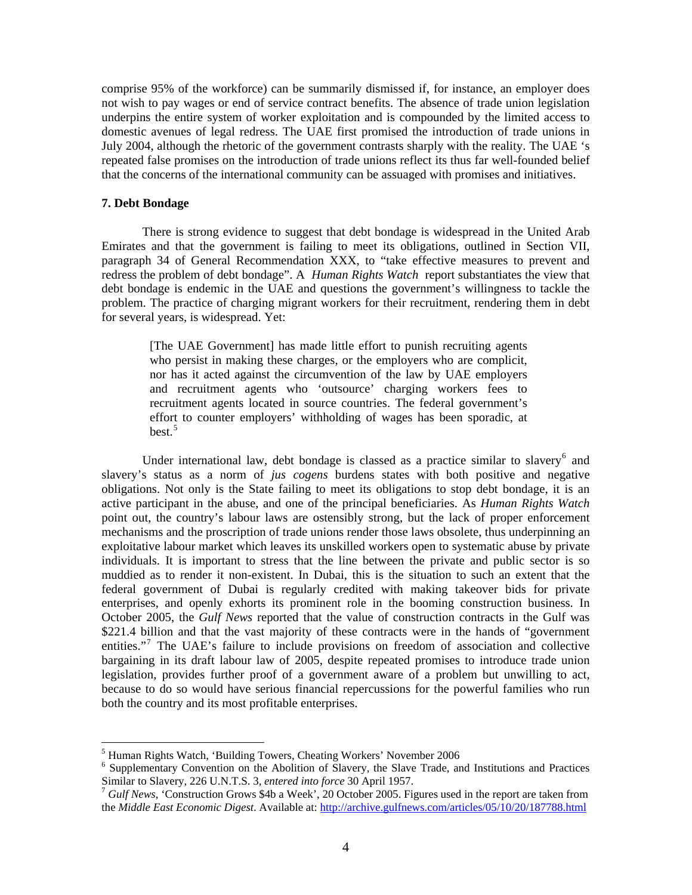comprise 95% of the workforce) can be summarily dismissed if, for instance, an employer does not wish to pay wages or end of service contract benefits. The absence of trade union legislation underpins the entire system of worker exploitation and is compounded by the limited access to domestic avenues of legal redress. The UAE first promised the introduction of trade unions in July 2004, although the rhetoric of the government contrasts sharply with the reality. The UAE 's repeated false promises on the introduction of trade unions reflect its thus far well-founded belief that the concerns of the international community can be assuaged with promises and initiatives.

### 7. Debt Bondage

There is strong evidence to suggest that debt bondage is widespread in the United Arab Emirates and that the government is failing to meet its obligations, outlined in Section VII, paragraph 34 of General Recommendation XXX, to "take effective measures to prevent and redress the problem of debt bondage". A *Human Rights Watch* report substantiates the view that debt bondage is endemic in the UAE and questions the government's willingness to tackle the problem. The practice of charging migrant workers for their recruitment, rendering them in debt for several years, is widespread. Yet:

> [The UAE Government] has made little effort to punish recruiting agents who persist in making these charges, or the employers who are complicit, nor has it acted against the circumvention of the law by UAE employers and recruitment agents who 'outsource' charging workers fees to recruitment agents located in source countries. The federal government's effort to counter employers' withholding of wages has been sporadic, at best.[5]

Under international law, debt bondage is classed as a practice similar to slavery[6] and slavery's status as a norm of *jus cogens* burdens states with both positive and negative obligations. Not only is the State failing to meet its obligations to stop debt bondage, it is an active participant in the abuse, and one of the principal beneficiaries. As *Human Rights Watch* point out, the country's labour laws are ostensibly strong, but the lack of proper enforcement mechanisms and the proscription of trade unions render those laws obsolete, thus underpinning an exploitative labour market which leaves its unskilled workers open to systematic abuse by private individuals. It is important to stress that the line between the private and public sector is so muddied as to render it non-existent. In Dubai, this is the situation to such an extent that the federal government of Dubai is regularly credited with making takeover bids for private enterprises, and openly exhorts its prominent role in the booming construction business. In October 2005, the *Gulf News* reported that the value of construction contracts in the Gulf was \$221.4 billion and that the vast majority of these contracts were in the hands of "government entities."[7] The UAE's failure to include provisions on freedom of association and collective bargaining in its draft labour law of 2005, despite repeated promises to introduce trade union legislation, provides further proof of a government aware of a problem but unwilling to act, because to do so would have serious financial repercussions for the powerful families who run both the country and its most profitable enterprises.

---

[5] Human Rights Watch, 'Building Towers, Cheating Workers' November 2006

[6] Supplementary Convention on the Abolition of Slavery, the Slave Trade, and Institutions and Practices Similar to Slavery, 226 U.N.T.S. 3, *entered into force* 30 April 1957.

[7] *Gulf News*, 'Construction Grows \$4b a Week', 20 October 2005. Figures used in the report are taken from the *Middle East Economic Digest*. Available at: http://archive.gulfnews.com/articles/05/10/20/187788.html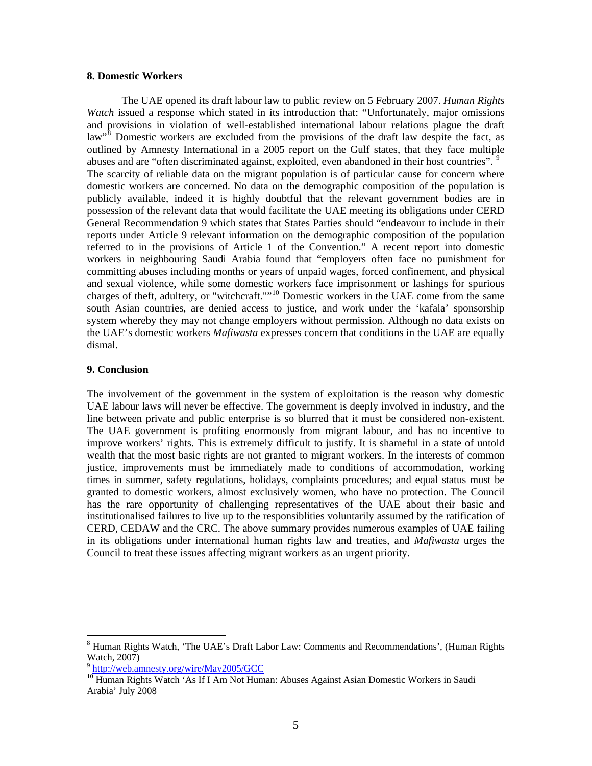**8. Domestic Workers**

The UAE opened its draft labour law to public review on 5 February 2007. *Human Rights Watch* issued a response which stated in its introduction that: "Unfortunately, major omissions and provisions in violation of well-established international labour relations plague the draft law"[8] Domestic workers are excluded from the provisions of the draft law despite the fact, as outlined by Amnesty International in a 2005 report on the Gulf states, that they face multiple abuses and are "often discriminated against, exploited, even abandoned in their host countries". [9] The scarcity of reliable data on the migrant population is of particular cause for concern where domestic workers are concerned. No data on the demographic composition of the population is publicly available, indeed it is highly doubtful that the relevant government bodies are in possession of the relevant data that would facilitate the UAE meeting its obligations under CERD General Recommendation 9 which states that States Parties should "endeavour to include in their reports under Article 9 relevant information on the demographic composition of the population referred to in the provisions of Article 1 of the Convention." A recent report into domestic workers in neighbouring Saudi Arabia found that "employers often face no punishment for committing abuses including months or years of unpaid wages, forced confinement, and physical and sexual violence, while some domestic workers face imprisonment or lashings for spurious charges of theft, adultery, or "witchcraft.""[10] Domestic workers in the UAE come from the same south Asian countries, are denied access to justice, and work under the 'kafala' sponsorship system whereby they may not change employers without permission. Although no data exists on the UAE's domestic workers *Mafiwasta* expresses concern that conditions in the UAE are equally dismal.

**9. Conclusion**

The involvement of the government in the system of exploitation is the reason why domestic UAE labour laws will never be effective. The government is deeply involved in industry, and the line between private and public enterprise is so blurred that it must be considered non-existent. The UAE government is profiting enormously from migrant labour, and has no incentive to improve workers' rights. This is extremely difficult to justify. It is shameful in a state of untold wealth that the most basic rights are not granted to migrant workers. In the interests of common justice, improvements must be immediately made to conditions of accommodation, working times in summer, safety regulations, holidays, complaints procedures; and equal status must be granted to domestic workers, almost exclusively women, who have no protection. The Council has the rare opportunity of challenging representatives of the UAE about their basic and institutionalised failures to live up to the responsiblities voluntarily assumed by the ratification of CERD, CEDAW and the CRC. The above summary provides numerous examples of UAE failing in its obligations under international human rights law and treaties, and *Mafiwasta* urges the Council to treat these issues affecting migrant workers as an urgent priority.

---

[8] Human Rights Watch, 'The UAE's Draft Labor Law: Comments and Recommendations', (Human Rights Watch, 2007)

[9] http://web.amnesty.org/wire/May2005/GCC

[10] Human Rights Watch 'As If I Am Not Human: Abuses Against Asian Domestic Workers in Saudi Arabia' July 2008